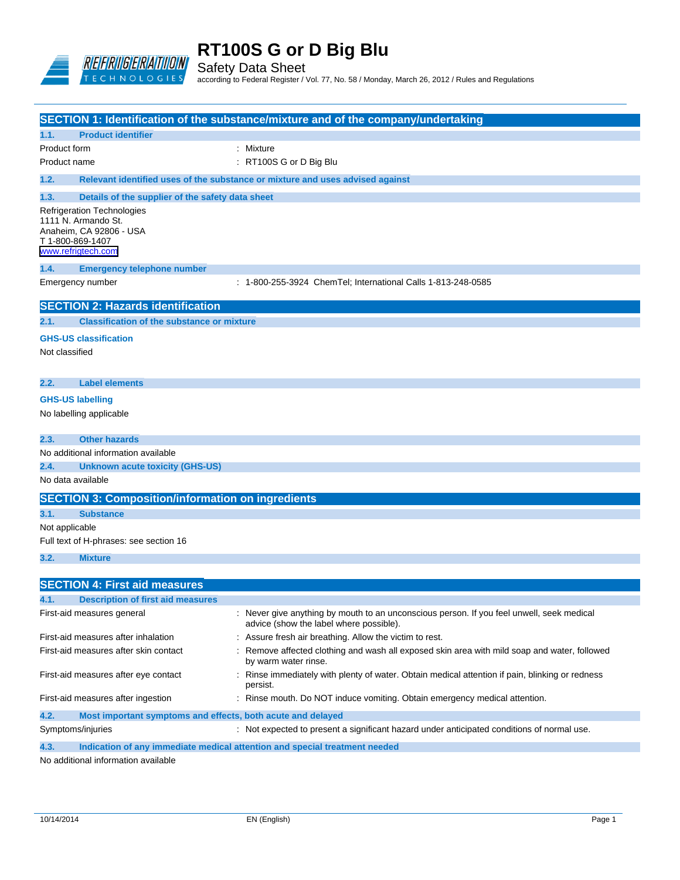# RT100S G or D Big Blu

Safety Data Sheet

according to Federal Register / Vol. 77, No. 58 / Monday, March 26, 2012 / Rules and Regulations

## SECTION 1: Identification of the substance/mixture and of the company/undertaking

### 1.1. Product identifier

| | |
|---|---|
| Product form | : Mixture |
| Product name | : RT100S G or D Big Blu |

### 1.2. Relevant identified uses of the substance or mixture and uses advised against

### 1.3. Details of the supplier of the safety data sheet

Refrigeration Technologies
1111 N. Armando St.
Anaheim, CA 92806 - USA
T 1-800-869-1407
www.refrigtech.com

### 1.4. Emergency telephone number

| | |
|---|---|
| Emergency number | : 1-800-255-3924 ChemTel; International Calls 1-813-248-0585 |

## SECTION 2: Hazards identification

### 2.1. Classification of the substance or mixture

**GHS-US classification**

Not classified

### 2.2. Label elements

**GHS-US labelling**

No labelling applicable

### 2.3. Other hazards

No additional information available

### 2.4. Unknown acute toxicity (GHS-US)

No data available

## SECTION 3: Composition/information on ingredients

### 3.1. Substance

Not applicable

Full text of H-phrases: see section 16

### 3.2. Mixture

## SECTION 4: First aid measures

### 4.1. Description of first aid measures

| | |
|---|---|
| First-aid measures general | : Never give anything by mouth to an unconscious person. If you feel unwell, seek medical advice (show the label where possible). |
| First-aid measures after inhalation | : Assure fresh air breathing. Allow the victim to rest. |
| First-aid measures after skin contact | : Remove affected clothing and wash all exposed skin area with mild soap and water, followed by warm water rinse. |
| First-aid measures after eye contact | : Rinse immediately with plenty of water. Obtain medical attention if pain, blinking or redness persist. |
| First-aid measures after ingestion | : Rinse mouth. Do NOT induce vomiting. Obtain emergency medical attention. |

### 4.2. Most important symptoms and effects, both acute and delayed

| | |
|---|---|
| Symptoms/injuries | : Not expected to present a significant hazard under anticipated conditions of normal use. |

### 4.3. Indication of any immediate medical attention and special treatment needed

No additional information available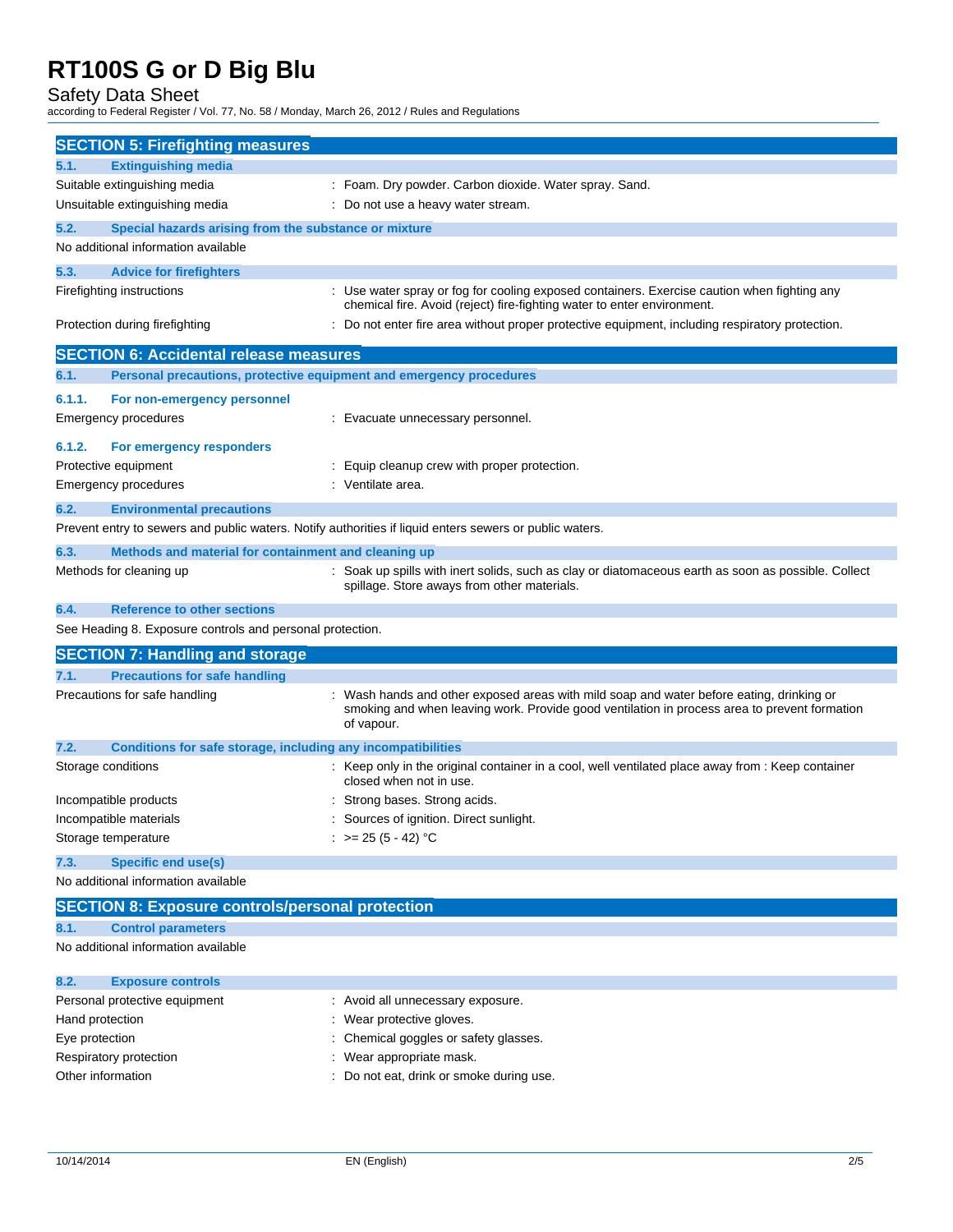## SECTION 5: Firefighting measures

### 5.1. Extinguishing media

| | |
|---|---|
| Suitable extinguishing media | : Foam. Dry powder. Carbon dioxide. Water spray. Sand. |
| Unsuitable extinguishing media | : Do not use a heavy water stream. |

### 5.2. Special hazards arising from the substance or mixture

No additional information available

### 5.3. Advice for firefighters

| | |
|---|---|
| Firefighting instructions | : Use water spray or fog for cooling exposed containers. Exercise caution when fighting any chemical fire. Avoid (reject) fire-fighting water to enter environment. |
| Protection during firefighting | : Do not enter fire area without proper protective equipment, including respiratory protection. |

## SECTION 6: Accidental release measures

### 6.1. Personal precautions, protective equipment and emergency procedures

#### 6.1.1. For non-emergency personnel

| | |
|---|---|
| Emergency procedures | : Evacuate unnecessary personnel. |

#### 6.1.2. For emergency responders

| | |
|---|---|
| Protective equipment | : Equip cleanup crew with proper protection. |
| Emergency procedures | : Ventilate area. |

### 6.2. Environmental precautions

Prevent entry to sewers and public waters. Notify authorities if liquid enters sewers or public waters.

### 6.3. Methods and material for containment and cleaning up

| | |
|---|---|
| Methods for cleaning up | : Soak up spills with inert solids, such as clay or diatomaceous earth as soon as possible. Collect spillage. Store aways from other materials. |

### 6.4. Reference to other sections

See Heading 8. Exposure controls and personal protection.

## SECTION 7: Handling and storage

### 7.1. Precautions for safe handling

| | |
|---|---|
| Precautions for safe handling | : Wash hands and other exposed areas with mild soap and water before eating, drinking or smoking and when leaving work. Provide good ventilation in process area to prevent formation of vapour. |

### 7.2. Conditions for safe storage, including any incompatibilities

| | |
|---|---|
| Storage conditions | : Keep only in the original container in a cool, well ventilated place away from : Keep container closed when not in use. |
| Incompatible products | : Strong bases. Strong acids. |
| Incompatible materials | : Sources of ignition. Direct sunlight. |
| Storage temperature | : >= 25 (5 - 42) °C |

### 7.3. Specific end use(s)

No additional information available

## SECTION 8: Exposure controls/personal protection

### 8.1. Control parameters

No additional information available

### 8.2. Exposure controls

| | |
|---|---|
| Personal protective equipment | : Avoid all unnecessary exposure. |
| Hand protection | : Wear protective gloves. |
| Eye protection | : Chemical goggles or safety glasses. |
| Respiratory protection | : Wear appropriate mask. |
| Other information | : Do not eat, drink or smoke during use. |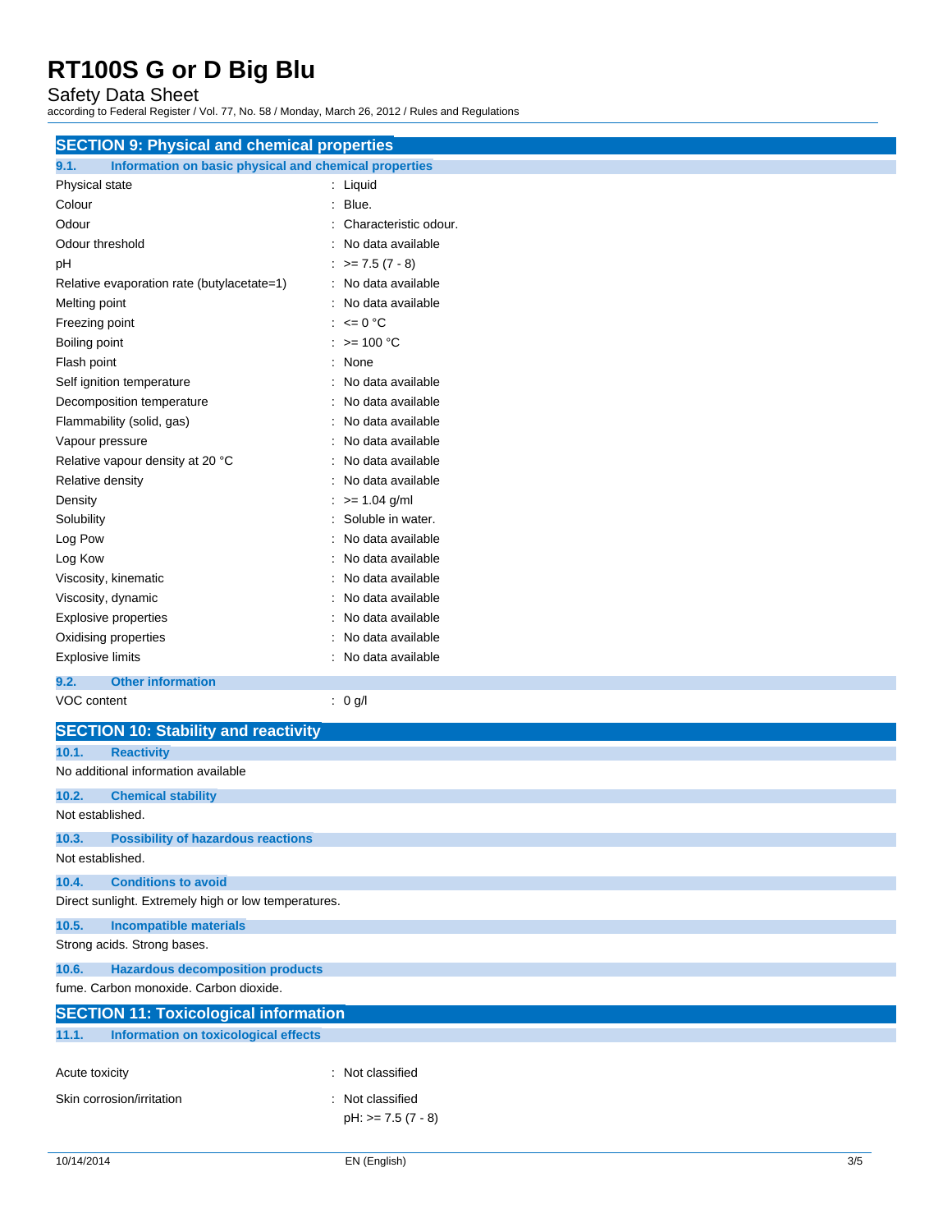## SECTION 9: Physical and chemical properties

### 9.1. Information on basic physical and chemical properties

| | |
|---|---|
| Physical state | : Liquid |
| Colour | : Blue. |
| Odour | : Characteristic odour. |
| Odour threshold | : No data available |
| pH | : >= 7.5 (7 - 8) |
| Relative evaporation rate (butylacetate=1) | : No data available |
| Melting point | : No data available |
| Freezing point | : <= 0 °C |
| Boiling point | : >= 100 °C |
| Flash point | : None |
| Self ignition temperature | : No data available |
| Decomposition temperature | : No data available |
| Flammability (solid, gas) | : No data available |
| Vapour pressure | : No data available |
| Relative vapour density at 20 °C | : No data available |
| Relative density | : No data available |
| Density | : >= 1.04 g/ml |
| Solubility | : Soluble in water. |
| Log Pow | : No data available |
| Log Kow | : No data available |
| Viscosity, kinematic | : No data available |
| Viscosity, dynamic | : No data available |
| Explosive properties | : No data available |
| Oxidising properties | : No data available |
| Explosive limits | : No data available |

### 9.2. Other information

| | |
|---|---|
| VOC content | : 0 g/l |

## SECTION 10: Stability and reactivity

### 10.1. Reactivity

No additional information available

### 10.2. Chemical stability

Not established.

### 10.3. Possibility of hazardous reactions

Not established.

### 10.4. Conditions to avoid

Direct sunlight. Extremely high or low temperatures.

### 10.5. Incompatible materials

Strong acids. Strong bases.

### 10.6. Hazardous decomposition products

fume. Carbon monoxide. Carbon dioxide.

## SECTION 11: Toxicological information

### 11.1. Information on toxicological effects

| | |
|---|---|
| Acute toxicity | : Not classified |
| Skin corrosion/irritation | : Not classified<br>pH: >= 7.5 (7 - 8) |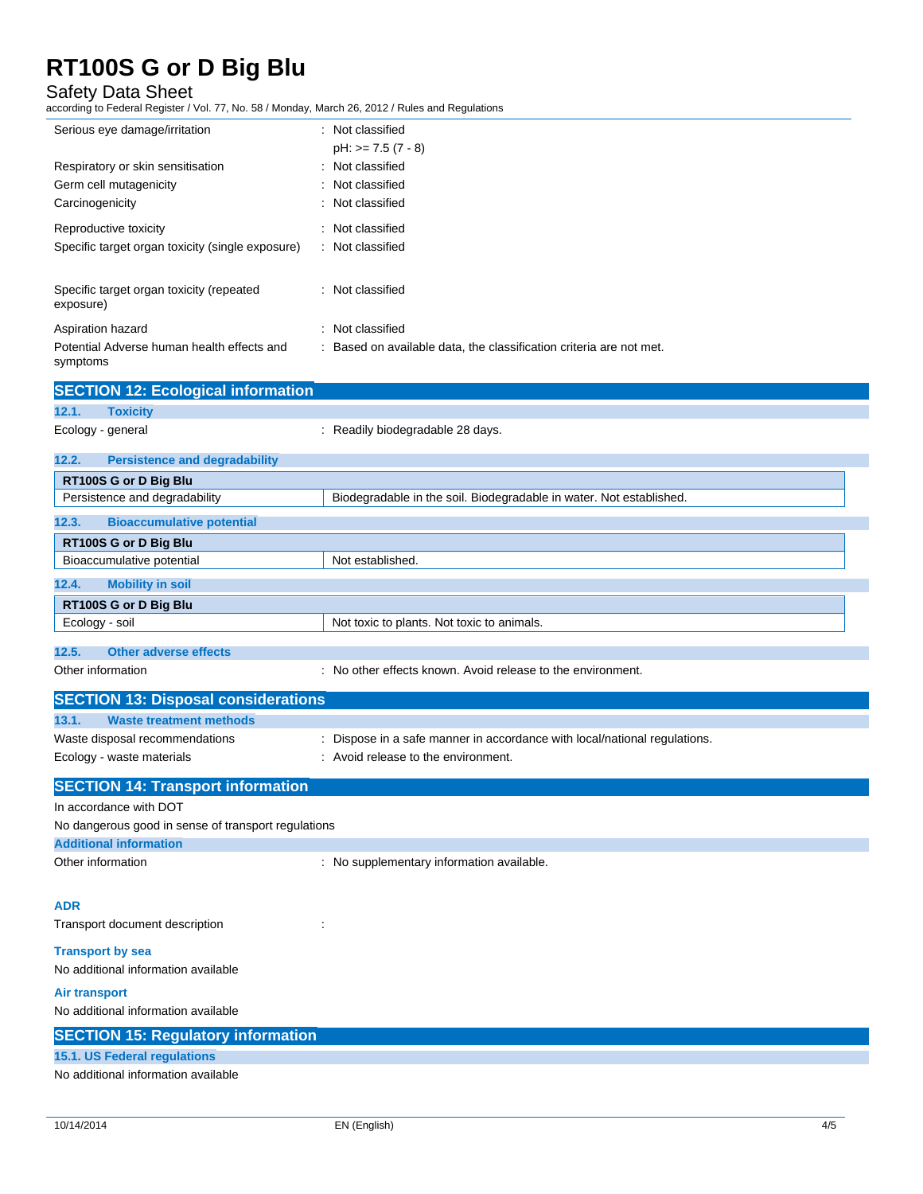| | |
|---|---|
| Serious eye damage/irritation | : Not classified<br>pH: >= 7.5 (7 - 8) |
| Respiratory or skin sensitisation | : Not classified |
| Germ cell mutagenicity | : Not classified |
| Carcinogenicity | : Not classified |
| Reproductive toxicity | : Not classified |
| Specific target organ toxicity (single exposure) | : Not classified |
| Specific target organ toxicity (repeated exposure) | : Not classified |
| Aspiration hazard | : Not classified |
| Potential Adverse human health effects and symptoms | : Based on available data, the classification criteria are not met. |

## SECTION 12: Ecological information

### 12.1. Toxicity

Ecology - general : Readily biodegradable 28 days.

### 12.2. Persistence and degradability

| RT100S G or D Big Blu | |
|---|---|
| Persistence and degradability | Biodegradable in the soil. Biodegradable in water. Not established. |

### 12.3. Bioaccumulative potential

| RT100S G or D Big Blu | |
|---|---|
| Bioaccumulative potential | Not established. |

### 12.4. Mobility in soil

| RT100S G or D Big Blu | |
|---|---|
| Ecology - soil | Not toxic to plants. Not toxic to animals. |

### 12.5. Other adverse effects

Other information : No other effects known. Avoid release to the environment.

## SECTION 13: Disposal considerations

### 13.1. Waste treatment methods

Waste disposal recommendations : Dispose in a safe manner in accordance with local/national regulations.

Ecology - waste materials : Avoid release to the environment.

## SECTION 14: Transport information

In accordance with DOT

No dangerous good in sense of transport regulations

### Additional information

Other information : No supplementary information available.

### ADR

Transport document description :

### Transport by sea

No additional information available

### Air transport

No additional information available

## SECTION 15: Regulatory information

### 15.1. US Federal regulations

No additional information available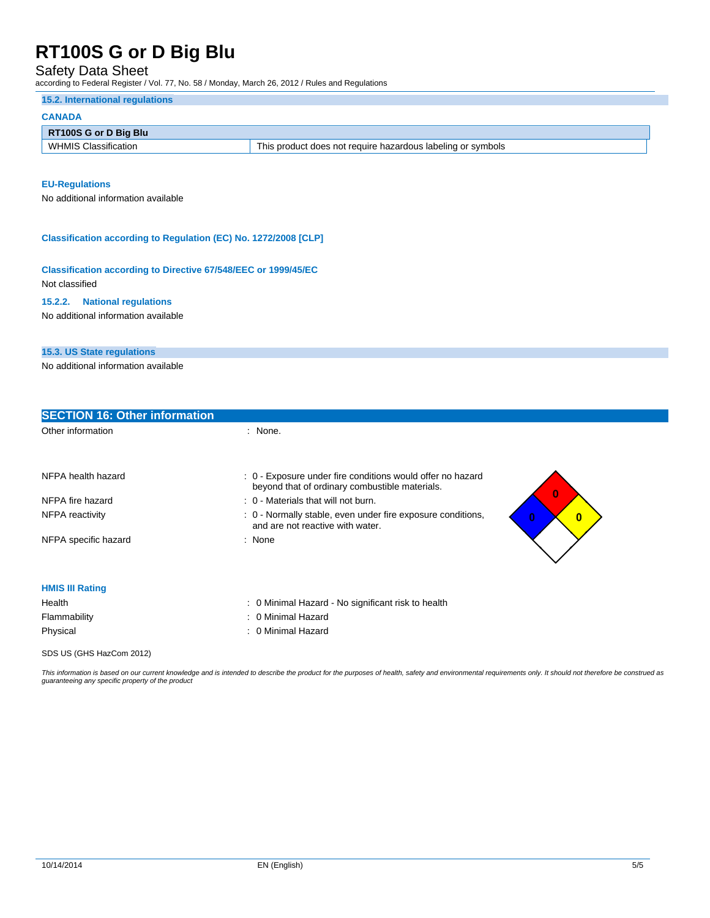### 15.2. International regulations

**CANADA**

| RT100S G or D Big Blu | |
|---|---|
| WHMIS Classification | This product does not require hazardous labeling or symbols |

**EU-Regulations**

No additional information available

**Classification according to Regulation (EC) No. 1272/2008 [CLP]**

**Classification according to Directive 67/548/EEC or 1999/45/EC**

Not classified

#### 15.2.2. National regulations

No additional information available

### 15.3. US State regulations

No additional information available

## SECTION 16: Other information

Other information : None.

NFPA health hazard : 0 - Exposure under fire conditions would offer no hazard beyond that of ordinary combustible materials.

NFPA fire hazard : 0 - Materials that will not burn.

NFPA reactivity : 0 - Normally stable, even under fire exposure conditions, and are not reactive with water.

NFPA specific hazard : None

0
0
0

**HMIS III Rating**

Health : 0 Minimal Hazard - No significant risk to health

Flammability : 0 Minimal Hazard

Physical : 0 Minimal Hazard

SDS US (GHS HazCom 2012)

*This information is based on our current knowledge and is intended to describe the product for the purposes of health, safety and environmental requirements only. It should not therefore be construed as guaranteeing any specific property of the product*